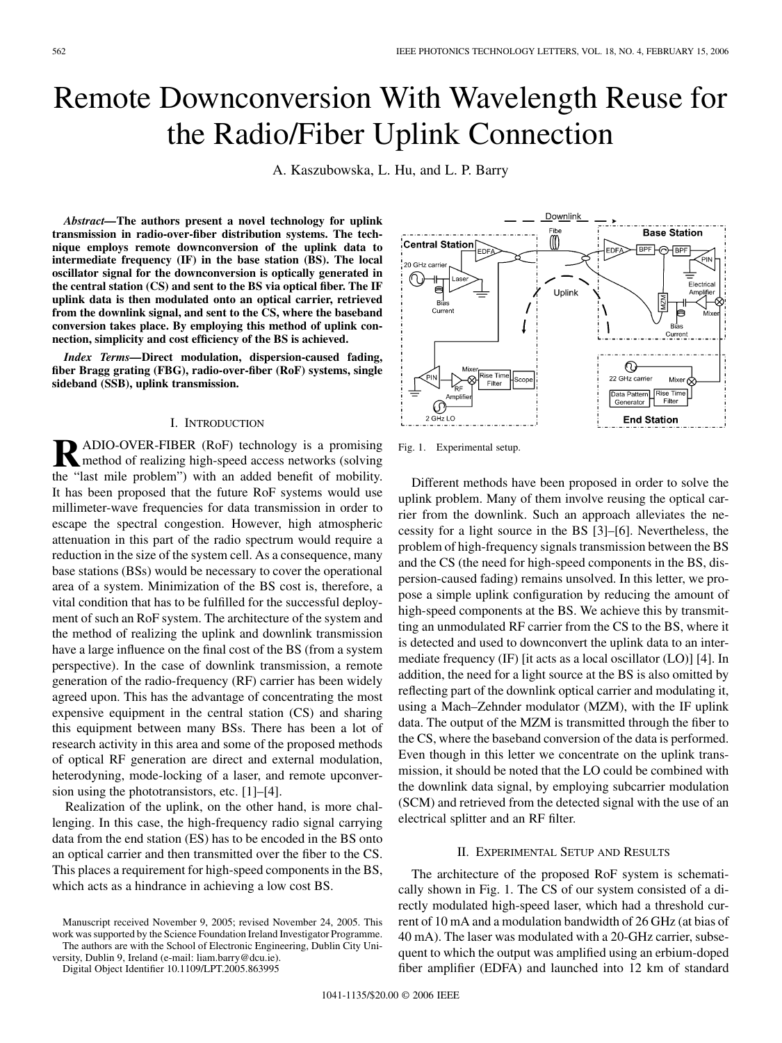# Remote Downconversion With Wavelength Reuse for the Radio/Fiber Uplink Connection

A. Kaszubowska, L. Hu, and L. P. Barry

***Abstract*—The authors present a novel technology for uplink transmission in radio-over-fiber distribution systems. The technique employs remote downconversion of the uplink data to intermediate frequency (IF) in the base station (BS). The local oscillator signal for the downconversion is optically generated in the central station (CS) and sent to the BS via optical fiber. The IF uplink data is then modulated onto an optical carrier, retrieved from the downlink signal, and sent to the CS, where the baseband conversion takes place. By employing this method of uplink connection, simplicity and cost efficiency of the BS is achieved.**

***Index Terms*—Direct modulation, dispersion-caused fading, fiber Bragg grating (FBG), radio-over-fiber (RoF) systems, single sideband (SSB), uplink transmission.**

## I. Introduction

RADIO-OVER-FIBER (RoF) technology is a promising method of realizing high-speed access networks (solving the "last mile problem") with an added benefit of mobility. It has been proposed that the future RoF systems would use millimeter-wave frequencies for data transmission in order to escape the spectral congestion. However, high atmospheric attenuation in this part of the radio spectrum would require a reduction in the size of the system cell. As a consequence, many base stations (BSs) would be necessary to cover the operational area of a system. Minimization of the BS cost is, therefore, a vital condition that has to be fulfilled for the successful deployment of such an RoF system. The architecture of the system and the method of realizing the uplink and downlink transmission have a large influence on the final cost of the BS (from a system perspective). In the case of downlink transmission, a remote generation of the radio-frequency (RF) carrier has been widely agreed upon. This has the advantage of concentrating the most expensive equipment in the central station (CS) and sharing this equipment between many BSs. There has been a lot of research activity in this area and some of the proposed methods of optical RF generation are direct and external modulation, heterodyning, mode-locking of a laser, and remote upconversion using the phototransistors, etc. [1]–[4].

Realization of the uplink, on the other hand, is more challenging. In this case, the high-frequency radio signal carrying data from the end station (ES) has to be encoded in the BS onto an optical carrier and then transmitted over the fiber to the CS. This places a requirement for high-speed components in the BS, which acts as a hindrance in achieving a low cost BS.

Manuscript received November 9, 2005; revised November 24, 2005. This work was supported by the Science Foundation Ireland Investigator Programme.

The authors are with the School of Electronic Engineering, Dublin City University, Dublin 9, Ireland (e-mail: liam.barry@dcu.ie).

Digital Object Identifier 10.1109/LPT.2005.863995

Downlink
Fibe
Central Station
EDFA
20 GHz carrier
Laser
Bias Current
Base Station
EDFA
BPF
BPF
PIN
Electrical Amplifier
Mixer
MZM
Bias Current
Uplink
PIN
RF Amplifier
Mixer
Rise Time Filter
Scope
2 GHz LO
22 GHz carrier
Mixer
Data Pattern Generator
Rise Time Filter
End Station

Fig. 1. Experimental setup.

Different methods have been proposed in order to solve the uplink problem. Many of them involve reusing the optical carrier from the downlink. Such an approach alleviates the necessity for a light source in the BS [3]–[6]. Nevertheless, the problem of high-frequency signals transmission between the BS and the CS (the need for high-speed components in the BS, dispersion-caused fading) remains unsolved. In this letter, we propose a simple uplink configuration by reducing the amount of high-speed components at the BS. We achieve this by transmitting an unmodulated RF carrier from the CS to the BS, where it is detected and used to downconvert the uplink data to an intermediate frequency (IF) [it acts as a local oscillator (LO)] [4]. In addition, the need for a light source at the BS is also omitted by reflecting part of the downlink optical carrier and modulating it, using a Mach–Zehnder modulator (MZM), with the IF uplink data. The output of the MZM is transmitted through the fiber to the CS, where the baseband conversion of the data is performed. Even though in this letter we concentrate on the uplink transmission, it should be noted that the LO could be combined with the downlink data signal, by employing subcarrier modulation (SCM) and retrieved from the detected signal with the use of an electrical splitter and an RF filter.

## II. Experimental Setup and Results

The architecture of the proposed RoF system is schematically shown in Fig. 1. The CS of our system consisted of a directly modulated high-speed laser, which had a threshold current of 10 mA and a modulation bandwidth of 26 GHz (at bias of 40 mA). The laser was modulated with a 20-GHz carrier, subsequent to which the output was amplified using an erbium-doped fiber amplifier (EDFA) and launched into 12 km of standard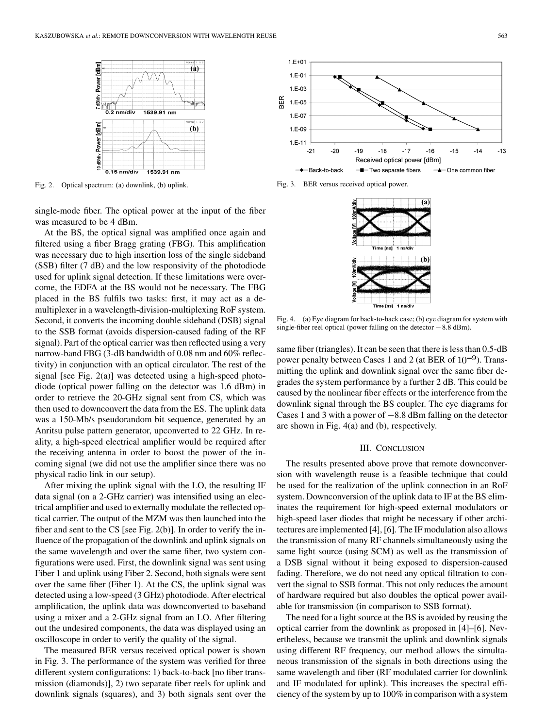Fig. 2. Optical spectrum: (a) downlink, (b) uplink.

single-mode fiber. The optical power at the input of the fiber was measured to be 4 dBm.

At the BS, the optical signal was amplified once again and filtered using a fiber Bragg grating (FBG). This amplification was necessary due to high insertion loss of the single sideband (SSB) filter (7 dB) and the low responsivity of the photodiode used for uplink signal detection. If these limitations were overcome, the EDFA at the BS would not be necessary. The FBG placed in the BS fulfils two tasks: first, it may act as a demultiplexer in a wavelength-division-multiplexing RoF system. Second, it converts the incoming double sideband (DSB) signal to the SSB format (avoids dispersion-caused fading of the RF signal). Part of the optical carrier was then reflected using a very narrow-band FBG (3-dB bandwidth of 0.08 nm and 60% reflectivity) in conjunction with an optical circulator. The rest of the signal [see Fig. 2(a)] was detected using a high-speed photodiode (optical power falling on the detector was 1.6 dBm) in order to retrieve the 20-GHz signal sent from CS, which was then used to downconvert the data from the ES. The uplink data was a 150-Mb/s pseudorandom bit sequence, generated by an Anritsu pulse pattern generator, upconverted to 22 GHz. In reality, a high-speed electrical amplifier would be required after the receiving antenna in order to boost the power of the incoming signal (we did not use the amplifier since there was no physical radio link in our setup).

After mixing the uplink signal with the LO, the resulting IF data signal (on a 2-GHz carrier) was intensified using an electrical amplifier and used to externally modulate the reflected optical carrier. The output of the MZM was then launched into the fiber and sent to the CS [see Fig. 2(b)]. In order to verify the influence of the propagation of the downlink and uplink signals on the same wavelength and over the same fiber, two system configurations were used. First, the downlink signal was sent using Fiber 1 and uplink using Fiber 2. Second, both signals were sent over the same fiber (Fiber 1). At the CS, the uplink signal was detected using a low-speed (3 GHz) photodiode. After electrical amplification, the uplink data was downconverted to baseband using a mixer and a 2-GHz signal from an LO. After filtering out the undesired components, the data was displayed using an oscilloscope in order to verify the quality of the signal.

The measured BER versus received optical power is shown in Fig. 3. The performance of the system was verified for three different system configurations: 1) back-to-back [no fiber transmission (diamonds)], 2) two separate fiber reels for uplink and downlink signals (squares), and 3) both signals sent over the same fiber (triangles). It can be seen that there is less than 0.5-dB power penalty between Cases 1 and 2 (at BER of $10^{-9}$). Transmitting the uplink and downlink signal over the same fiber degrades the system performance by a further 2 dB. This could be caused by the nonlinear fiber effects or the interference from the downlink signal through the BS coupler. The eye diagrams for Cases 1 and 3 with a power of $-8.8$ dBm falling on the detector are shown in Fig. 4(a) and (b), respectively.

Fig. 3. BER versus received optical power.

Fig. 4. (a) Eye diagram for back-to-back case; (b) eye diagram for system with single-fiber reel optical (power falling on the detector $-8.8$ dBm).

## III. Conclusion

The results presented above prove that remote downconversion with wavelength reuse is a feasible technique that could be used for the realization of the uplink connection in an RoF system. Downconversion of the uplink data to IF at the BS eliminates the requirement for high-speed external modulators or high-speed laser diodes that might be necessary if other architectures are implemented [4], [6]. The IF modulation also allows the transmission of many RF channels simultaneously using the same light source (using SCM) as well as the transmission of a DSB signal without it being exposed to dispersion-caused fading. Therefore, we do not need any optical filtration to convert the signal to SSB format. This not only reduces the amount of hardware required but also doubles the optical power available for transmission (in comparison to SSB format).

The need for a light source at the BS is avoided by reusing the optical carrier from the downlink as proposed in [4]–[6]. Nevertheless, because we transmit the uplink and downlink signals using different RF frequency, our method allows the simultaneous transmission of the signals in both directions using the same wavelength and fiber (RF modulated carrier for downlink and IF modulated for uplink). This increases the spectral efficiency of the system by up to 100% in comparison with a system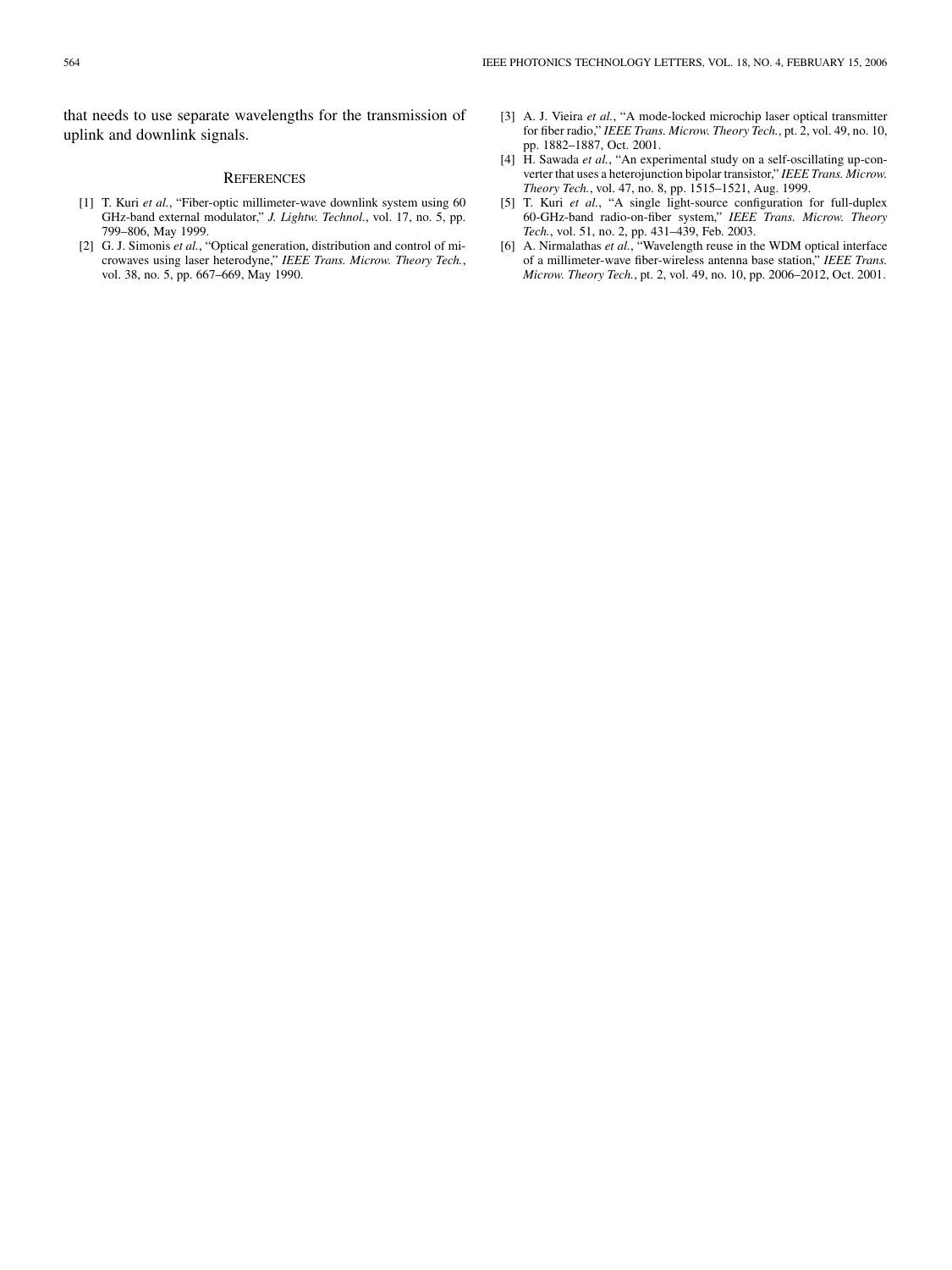that needs to use separate wavelengths for the transmission of uplink and downlink signals.

## References

[1] T. Kuri *et al.*, "Fiber-optic millimeter-wave downlink system using 60 GHz-band external modulator," *J. Lightw. Technol.*, vol. 17, no. 5, pp. 799–806, May 1999.

[2] G. J. Simonis *et al.*, "Optical generation, distribution and control of microwaves using laser heterodyne," *IEEE Trans. Microw. Theory Tech.*, vol. 38, no. 5, pp. 667–669, May 1990.

[3] A. J. Vieira *et al.*, "A mode-locked microchip laser optical transmitter for fiber radio," *IEEE Trans. Microw. Theory Tech.*, pt. 2, vol. 49, no. 10, pp. 1882–1887, Oct. 2001.

[4] H. Sawada *et al.*, "An experimental study on a self-oscillating up-converter that uses a heterojunction bipolar transistor," *IEEE Trans. Microw. Theory Tech.*, vol. 47, no. 8, pp. 1515–1521, Aug. 1999.

[5] T. Kuri *et al.*, "A single light-source configuration for full-duplex 60-GHz-band radio-on-fiber system," *IEEE Trans. Microw. Theory Tech.*, vol. 51, no. 2, pp. 431–439, Feb. 2003.

[6] A. Nirmalathas *et al.*, "Wavelength reuse in the WDM optical interface of a millimeter-wave fiber-wireless antenna base station," *IEEE Trans. Microw. Theory Tech.*, pt. 2, vol. 49, no. 10, pp. 2006–2012, Oct. 2001.